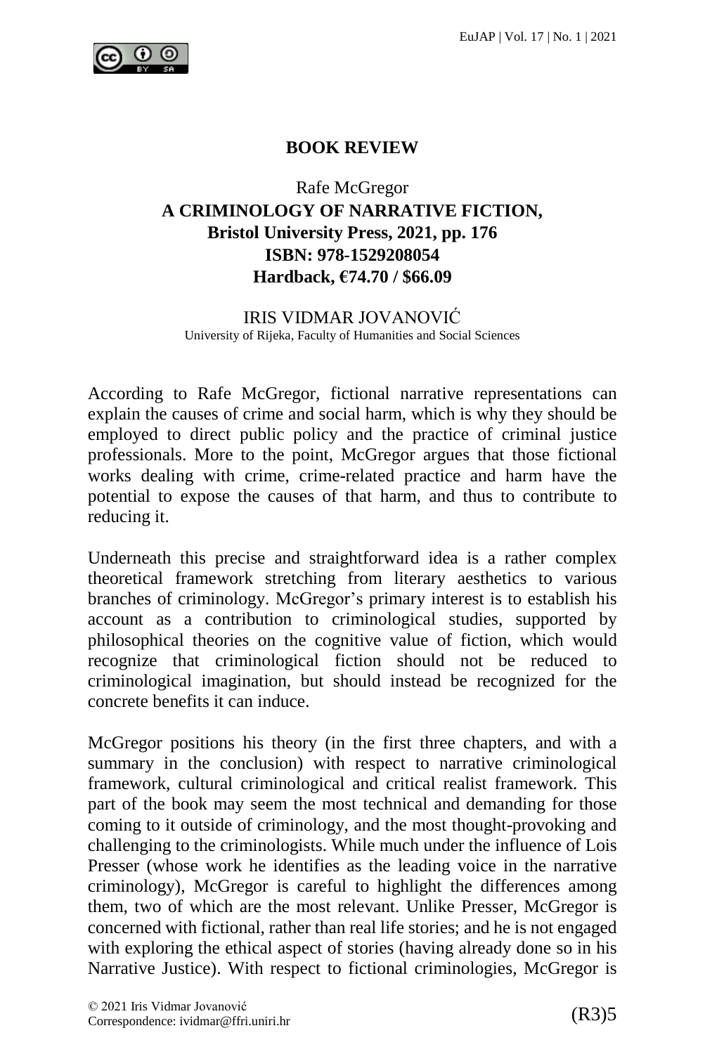## BOOK REVIEW

Rafe McGregor

**A CRIMINOLOGY OF NARRATIVE FICTION, Bristol University Press, 2021, pp. 176**
**ISBN: 978-1529208054**
**Hardback, €74.70 / $66.09**

IRIS VIDMAR JOVANOVIĆ
University of Rijeka, Faculty of Humanities and Social Sciences

According to Rafe McGregor, fictional narrative representations can explain the causes of crime and social harm, which is why they should be employed to direct public policy and the practice of criminal justice professionals. More to the point, McGregor argues that those fictional works dealing with crime, crime-related practice and harm have the potential to expose the causes of that harm, and thus to contribute to reducing it.

Underneath this precise and straightforward idea is a rather complex theoretical framework stretching from literary aesthetics to various branches of criminology. McGregor's primary interest is to establish his account as a contribution to criminological studies, supported by philosophical theories on the cognitive value of fiction, which would recognize that criminological fiction should not be reduced to criminological imagination, but should instead be recognized for the concrete benefits it can induce.

McGregor positions his theory (in the first three chapters, and with a summary in the conclusion) with respect to narrative criminological framework, cultural criminological and critical realist framework. This part of the book may seem the most technical and demanding for those coming to it outside of criminology, and the most thought-provoking and challenging to the criminologists. While much under the influence of Lois Presser (whose work he identifies as the leading voice in the narrative criminology), McGregor is careful to highlight the differences among them, two of which are the most relevant. Unlike Presser, McGregor is concerned with fictional, rather than real life stories; and he is not engaged with exploring the ethical aspect of stories (having already done so in his Narrative Justice). With respect to fictional criminologies, McGregor is

© 2021 Iris Vidmar Jovanović
Correspondence: ividmar@ffri.uniri.hr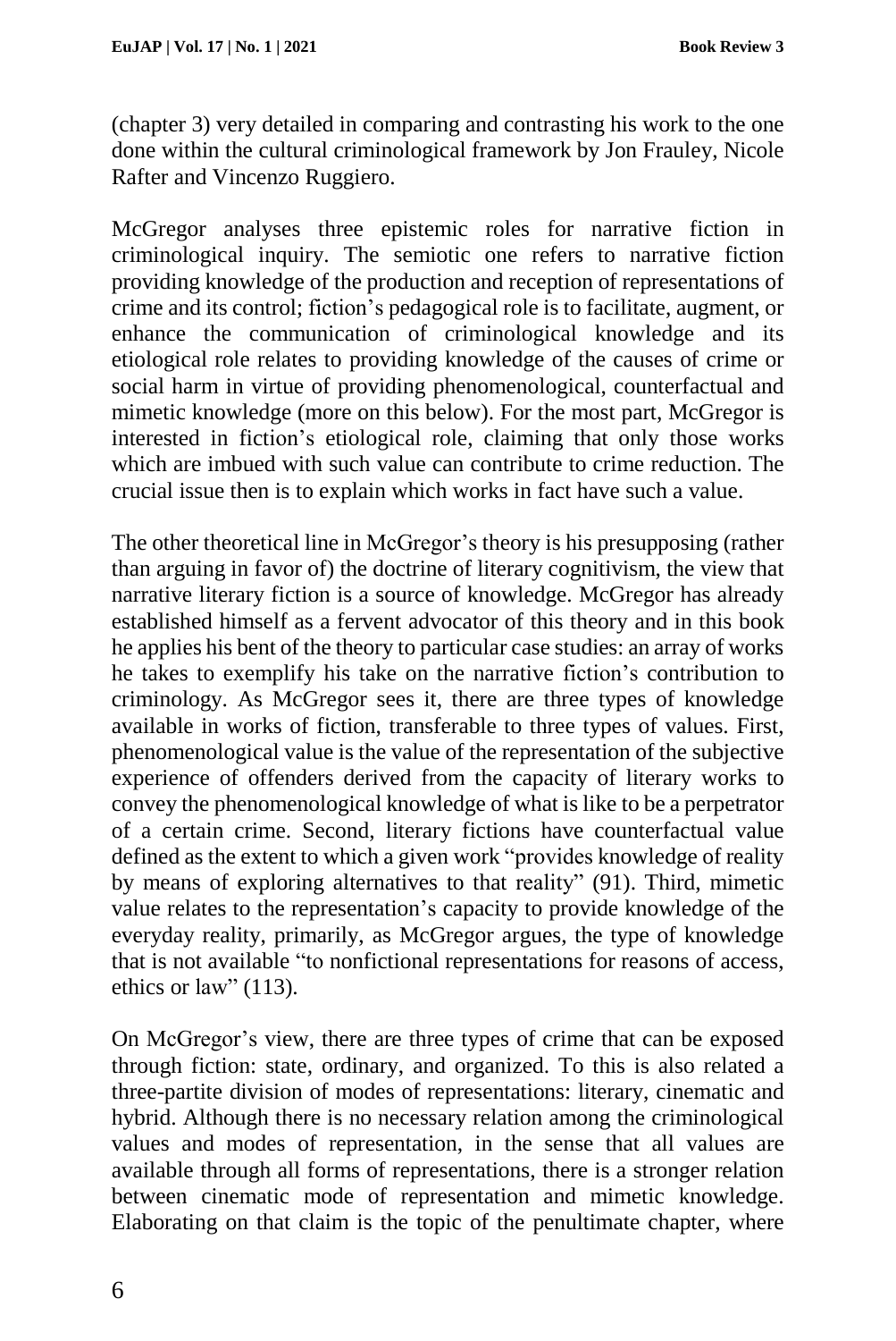(chapter 3) very detailed in comparing and contrasting his work to the one done within the cultural criminological framework by Jon Frauley, Nicole Rafter and Vincenzo Ruggiero.

McGregor analyses three epistemic roles for narrative fiction in criminological inquiry. The semiotic one refers to narrative fiction providing knowledge of the production and reception of representations of crime and its control; fiction's pedagogical role is to facilitate, augment, or enhance the communication of criminological knowledge and its etiological role relates to providing knowledge of the causes of crime or social harm in virtue of providing phenomenological, counterfactual and mimetic knowledge (more on this below). For the most part, McGregor is interested in fiction's etiological role, claiming that only those works which are imbued with such value can contribute to crime reduction. The crucial issue then is to explain which works in fact have such a value.

The other theoretical line in McGregor's theory is his presupposing (rather than arguing in favor of) the doctrine of literary cognitivism, the view that narrative literary fiction is a source of knowledge. McGregor has already established himself as a fervent advocator of this theory and in this book he applies his bent of the theory to particular case studies: an array of works he takes to exemplify his take on the narrative fiction's contribution to criminology. As McGregor sees it, there are three types of knowledge available in works of fiction, transferable to three types of values. First, phenomenological value is the value of the representation of the subjective experience of offenders derived from the capacity of literary works to convey the phenomenological knowledge of what is like to be a perpetrator of a certain crime. Second, literary fictions have counterfactual value defined as the extent to which a given work "provides knowledge of reality by means of exploring alternatives to that reality" (91). Third, mimetic value relates to the representation's capacity to provide knowledge of the everyday reality, primarily, as McGregor argues, the type of knowledge that is not available "to nonfictional representations for reasons of access, ethics or law" (113).

On McGregor's view, there are three types of crime that can be exposed through fiction: state, ordinary, and organized. To this is also related a three-partite division of modes of representations: literary, cinematic and hybrid. Although there is no necessary relation among the criminological values and modes of representation, in the sense that all values are available through all forms of representations, there is a stronger relation between cinematic mode of representation and mimetic knowledge. Elaborating on that claim is the topic of the penultimate chapter, where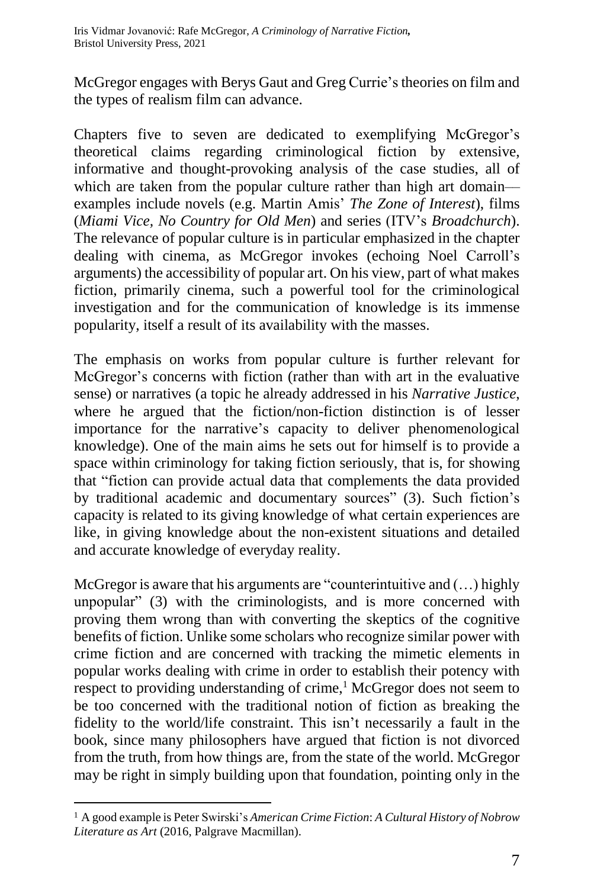McGregor engages with Berys Gaut and Greg Currie's theories on film and the types of realism film can advance.

Chapters five to seven are dedicated to exemplifying McGregor's theoretical claims regarding criminological fiction by extensive, informative and thought-provoking analysis of the case studies, all of which are taken from the popular culture rather than high art domain—examples include novels (e.g. Martin Amis' *The Zone of Interest*), films (*Miami Vice*, *No Country for Old Men*) and series (ITV's *Broadchurch*). The relevance of popular culture is in particular emphasized in the chapter dealing with cinema, as McGregor invokes (echoing Noel Carroll's arguments) the accessibility of popular art. On his view, part of what makes fiction, primarily cinema, such a powerful tool for the criminological investigation and for the communication of knowledge is its immense popularity, itself a result of its availability with the masses.

The emphasis on works from popular culture is further relevant for McGregor's concerns with fiction (rather than with art in the evaluative sense) or narratives (a topic he already addressed in his *Narrative Justice*, where he argued that the fiction/non-fiction distinction is of lesser importance for the narrative's capacity to deliver phenomenological knowledge). One of the main aims he sets out for himself is to provide a space within criminology for taking fiction seriously, that is, for showing that "fiction can provide actual data that complements the data provided by traditional academic and documentary sources" (3). Such fiction's capacity is related to its giving knowledge of what certain experiences are like, in giving knowledge about the non-existent situations and detailed and accurate knowledge of everyday reality.

McGregor is aware that his arguments are "counterintuitive and (…) highly unpopular" (3) with the criminologists, and is more concerned with proving them wrong than with converting the skeptics of the cognitive benefits of fiction. Unlike some scholars who recognize similar power with crime fiction and are concerned with tracking the mimetic elements in popular works dealing with crime in order to establish their potency with respect to providing understanding of crime,[1] McGregor does not seem to be too concerned with the traditional notion of fiction as breaking the fidelity to the world/life constraint. This isn't necessarily a fault in the book, since many philosophers have argued that fiction is not divorced from the truth, from how things are, from the state of the world. McGregor may be right in simply building upon that foundation, pointing only in the

[1] A good example is Peter Swirski's *American Crime Fiction*: *A Cultural History of Nobrow Literature as Art* (2016, Palgrave Macmillan).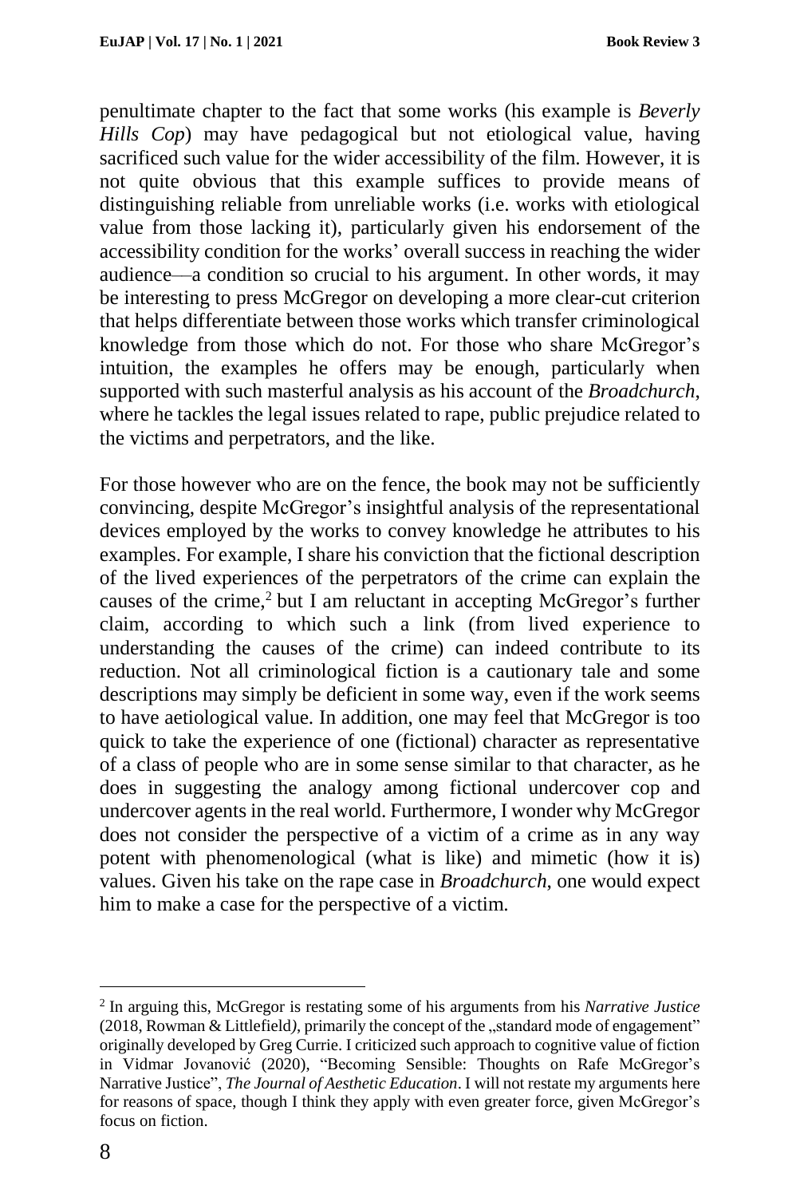penultimate chapter to the fact that some works (his example is *Beverly Hills Cop*) may have pedagogical but not etiological value, having sacrificed such value for the wider accessibility of the film. However, it is not quite obvious that this example suffices to provide means of distinguishing reliable from unreliable works (i.e. works with etiological value from those lacking it), particularly given his endorsement of the accessibility condition for the works' overall success in reaching the wider audience—a condition so crucial to his argument. In other words, it may be interesting to press McGregor on developing a more clear-cut criterion that helps differentiate between those works which transfer criminological knowledge from those which do not. For those who share McGregor's intuition, the examples he offers may be enough, particularly when supported with such masterful analysis as his account of the *Broadchurch*, where he tackles the legal issues related to rape, public prejudice related to the victims and perpetrators, and the like.

For those however who are on the fence, the book may not be sufficiently convincing, despite McGregor's insightful analysis of the representational devices employed by the works to convey knowledge he attributes to his examples. For example, I share his conviction that the fictional description of the lived experiences of the perpetrators of the crime can explain the causes of the crime,[2] but I am reluctant in accepting McGregor's further claim, according to which such a link (from lived experience to understanding the causes of the crime) can indeed contribute to its reduction. Not all criminological fiction is a cautionary tale and some descriptions may simply be deficient in some way, even if the work seems to have aetiological value. In addition, one may feel that McGregor is too quick to take the experience of one (fictional) character as representative of a class of people who are in some sense similar to that character, as he does in suggesting the analogy among fictional undercover cop and undercover agents in the real world. Furthermore, I wonder why McGregor does not consider the perspective of a victim of a crime as in any way potent with phenomenological (what is like) and mimetic (how it is) values. Given his take on the rape case in *Broadchurch*, one would expect him to make a case for the perspective of a victim.

---

[2] In arguing this, McGregor is restating some of his arguments from his *Narrative Justice* (2018, Rowman & Littlefield*)*, primarily the concept of the „standard mode of engagement" originally developed by Greg Currie. I criticized such approach to cognitive value of fiction in Vidmar Jovanović (2020), "Becoming Sensible: Thoughts on Rafe McGregor's Narrative Justice", *The Journal of Aesthetic Education*. I will not restate my arguments here for reasons of space, though I think they apply with even greater force, given McGregor's focus on fiction.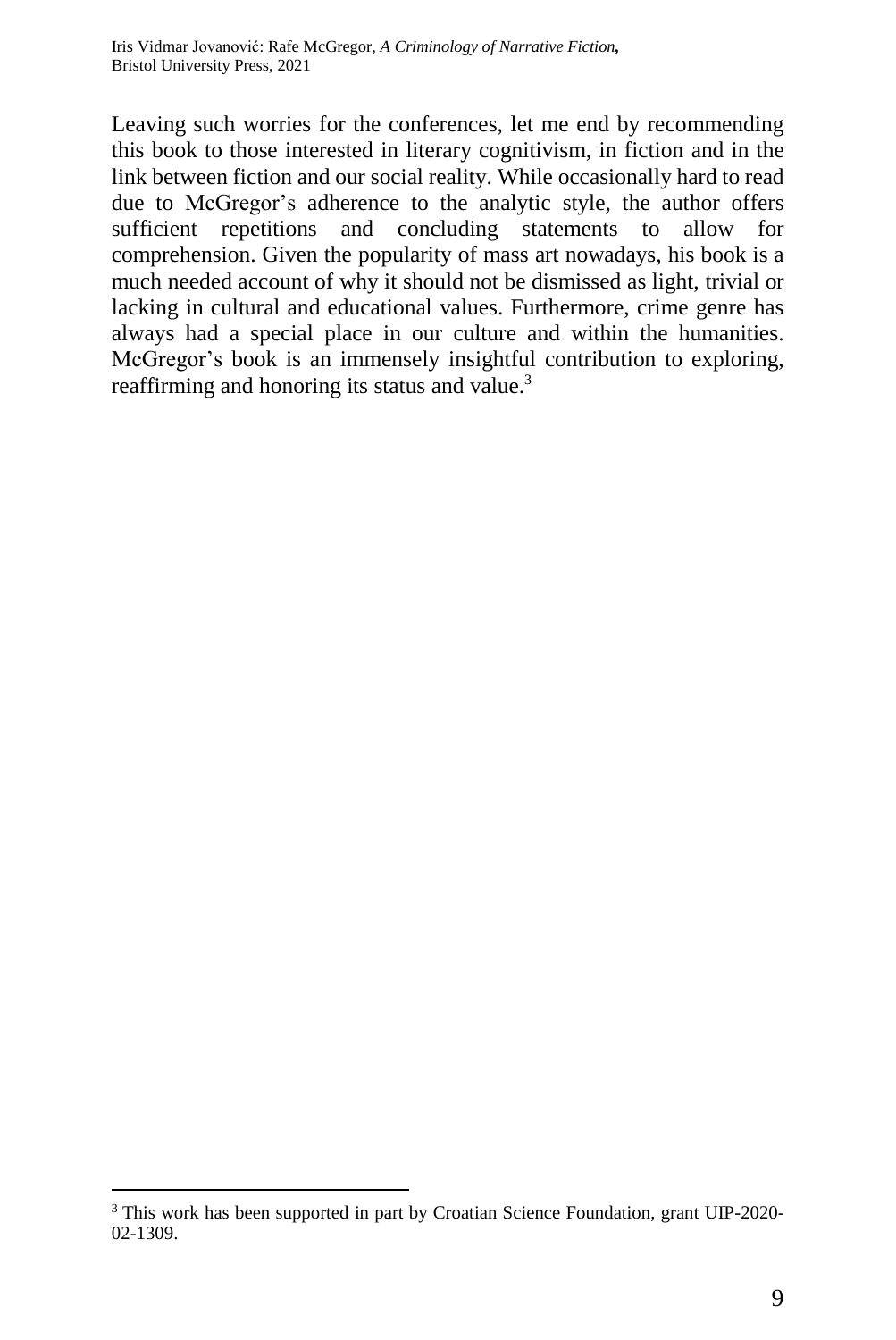Leaving such worries for the conferences, let me end by recommending this book to those interested in literary cognitivism, in fiction and in the link between fiction and our social reality. While occasionally hard to read due to McGregor's adherence to the analytic style, the author offers sufficient repetitions and concluding statements to allow for comprehension. Given the popularity of mass art nowadays, his book is a much needed account of why it should not be dismissed as light, trivial or lacking in cultural and educational values. Furthermore, crime genre has always had a special place in our culture and within the humanities. McGregor's book is an immensely insightful contribution to exploring, reaffirming and honoring its status and value.[3]

---

[3] This work has been supported in part by Croatian Science Foundation, grant UIP-2020-02-1309.